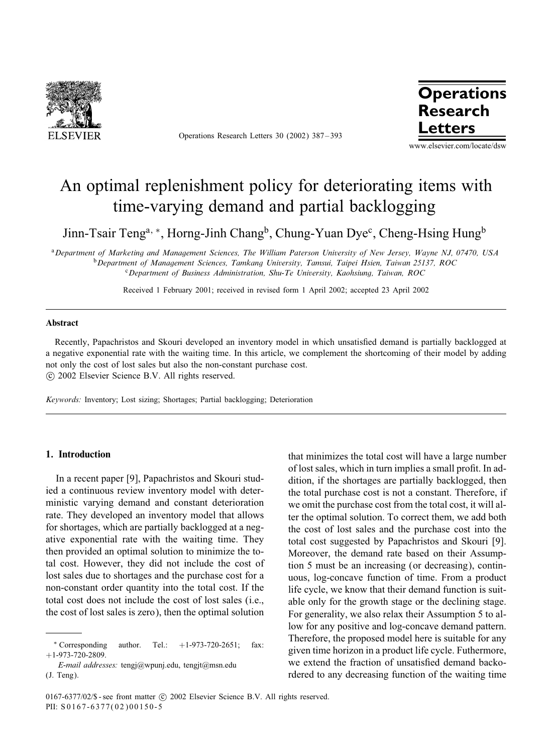# An optimal replenishment policy for deteriorating items with time-varying demand and partial backlogging

Jinn-Tsair Teng[a, *], Horng-Jinh Chang[b], Chung-Yuan Dye[c], Cheng-Hsing Hung[b]

[a] *Department of Marketing and Management Sciences, The William Paterson University of New Jersey, Wayne NJ, 07470, USA*
[b] *Department of Management Sciences, Tamkang University, Tamsui, Taipei Hsien, Taiwan 25137, ROC*
[c] *Department of Business Administration, Shu-Te University, Kaohsiung, Taiwan, ROC*

Received 1 February 2001; received in revised form 1 April 2002; accepted 23 April 2002

## Abstract

Recently, Papachristos and Skouri developed an inventory model in which unsatisfied demand is partially backlogged at a negative exponential rate with the waiting time. In this article, we complement the shortcoming of their model by adding not only the cost of lost sales but also the non-constant purchase cost.

© 2002 Elsevier Science B.V. All rights reserved.

*Keywords:* Inventory; Lost sizing; Shortages; Partial backlogging; Deterioration

## 1. Introduction

In a recent paper [9], Papachristos and Skouri studied a continuous review inventory model with deterministic varying demand and constant deterioration rate. They developed an inventory model that allows for shortages, which are partially backlogged at a negative exponential rate with the waiting time. They then provided an optimal solution to minimize the total cost. However, they did not include the cost of lost sales due to shortages and the purchase cost for a non-constant order quantity into the total cost. If the total cost does not include the cost of lost sales (i.e., the cost of lost sales is zero), then the optimal solution that minimizes the total cost will have a large number of lost sales, which in turn implies a small profit. In addition, if the shortages are partially backlogged, then the total purchase cost is not a constant. Therefore, if we omit the purchase cost from the total cost, it will alter the optimal solution. To correct them, we add both the cost of lost sales and the purchase cost into the total cost suggested by Papachristos and Skouri [9]. Moreover, the demand rate based on their Assumption 5 must be an increasing (or decreasing), continuous, log-concave function of time. From a product life cycle, we know that their demand function is suitable only for the growth stage or the declining stage. For generality, we also relax their Assumption 5 to allow for any positive and log-concave demand pattern. Therefore, the proposed model here is suitable for any given time horizon in a product life cycle. Futhermore, we extend the fraction of unsatisfied demand backordered to any decreasing function of the waiting time

---

\* Corresponding author. Tel.: +1-973-720-2651; fax: +1-973-720-2809.

*E-mail addresses:* tengj@wpunj.edu, tengjt@msn.edu (J. Teng).

0167-6377/02/$ - see front matter © 2002 Elsevier Science B.V. All rights reserved.
PII: S0167-6377(02)00150-5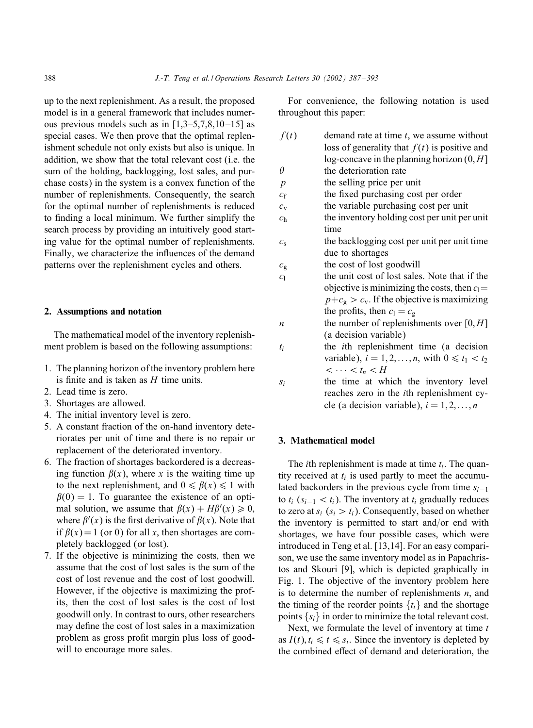up to the next replenishment. As a result, the proposed model is in a general framework that includes numerous previous models such as in [1,3–5,7,8,10–15] as special cases. We then prove that the optimal replenishment schedule not only exists but also is unique. In addition, we show that the total relevant cost (i.e. the sum of the holding, backlogging, lost sales, and purchase costs) in the system is a convex function of the number of replenishments. Consequently, the search for the optimal number of replenishments is reduced to finding a local minimum. We further simplify the search process by providing an intuitively good starting value for the optimal number of replenishments. Finally, we characterize the influences of the demand patterns over the replenishment cycles and others.

## 2. Assumptions and notation

The mathematical model of the inventory replenishment problem is based on the following assumptions:

1. The planning horizon of the inventory problem here is finite and is taken as $H$ time units.
2. Lead time is zero.
3. Shortages are allowed.
4. The initial inventory level is zero.
5. A constant fraction of the on-hand inventory deteriorates per unit of time and there is no repair or replacement of the deteriorated inventory.
6. The fraction of shortages backordered is a decreasing function $\beta(x)$, where $x$ is the waiting time up to the next replenishment, and $0 \leqslant \beta(x) \leqslant 1$ with $\beta(0) = 1$. To guarantee the existence of an optimal solution, we assume that $\beta(x) + H\beta'(x) \geqslant 0$, where $\beta'(x)$ is the first derivative of $\beta(x)$. Note that if $\beta(x) = 1$ (or 0) for all $x$, then shortages are completely backlogged (or lost).
7. If the objective is minimizing the costs, then we assume that the cost of lost sales is the sum of the cost of lost revenue and the cost of lost goodwill. However, if the objective is maximizing the profits, then the cost of lost sales is the cost of lost goodwill only. In contrast to ours, other researchers may define the cost of lost sales in a maximization problem as gross profit margin plus loss of goodwill to encourage more sales.

For convenience, the following notation is used throughout this paper:

- $f(t)$ — demand rate at time $t$, we assume without loss of generality that $f(t)$ is positive and log-concave in the planning horizon $(0, H]$
- $\theta$ — the deterioration rate
- $p$ — the selling price per unit
- $c_f$ — the fixed purchasing cost per order
- $c_v$ — the variable purchasing cost per unit
- $c_h$ — the inventory holding cost per unit per unit time
- $c_s$ — the backlogging cost per unit per unit time due to shortages
- $c_g$ — the cost of lost goodwill
- $c_l$ — the unit cost of lost sales. Note that if the objective is minimizing the costs, then $c_l = p + c_g > c_v$. If the objective is maximizing the profits, then $c_l = c_g$
- $n$ — the number of replenishments over $[0, H]$ (a decision variable)
- $t_i$ — the $i$th replenishment time (a decision variable), $i = 1, 2, \ldots, n$, with $0 \leqslant t_1 < t_2 < \cdots < t_n < H$
- $s_i$ — the time at which the inventory level reaches zero in the $i$th replenishment cycle (a decision variable), $i = 1, 2, \ldots, n$

## 3. Mathematical model

The $i$th replenishment is made at time $t_i$. The quantity received at $t_i$ is used partly to meet the accumulated backorders in the previous cycle from time $s_{i-1}$ to $t_i$ ($s_{i-1} < t_i$). The inventory at $t_i$ gradually reduces to zero at $s_i$ ($s_i > t_i$). Consequently, based on whether the inventory is permitted to start and/or end with shortages, we have four possible cases, which were introduced in Teng et al. [13,14]. For an easy comparison, we use the same inventory model as in Papachristos and Skouri [9], which is depicted graphically in Fig. 1. The objective of the inventory problem here is to determine the number of replenishments $n$, and the timing of the reorder points $\{t_i\}$ and the shortage points $\{s_i\}$ in order to minimize the total relevant cost.

Next, we formulate the level of inventory at time $t$ as $I(t), t_i \leqslant t \leqslant s_i$. Since the inventory is depleted by the combined effect of demand and deterioration, the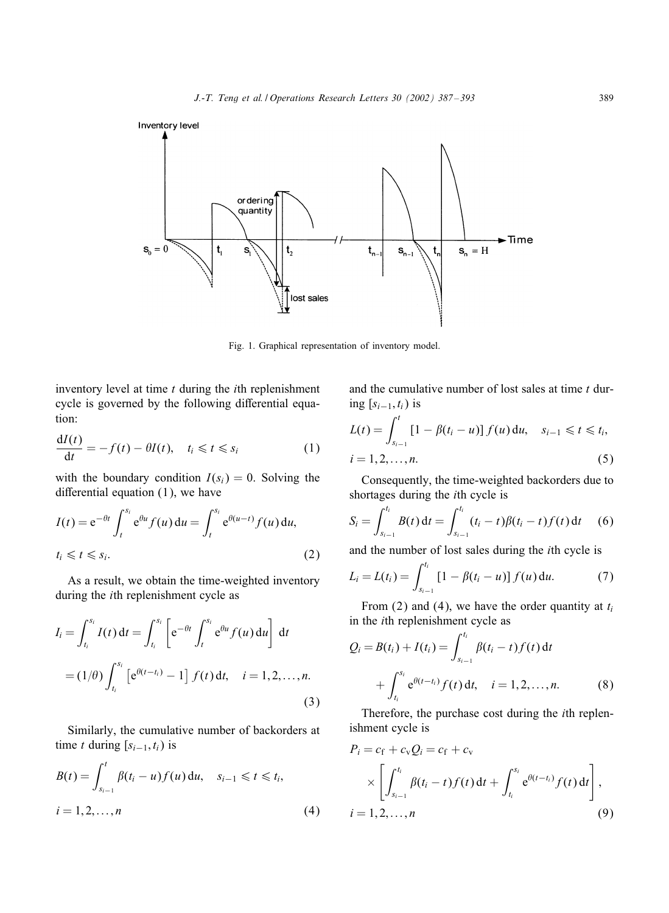Fig. 1. Graphical representation of inventory model.

inventory level at time $t$ during the $i$th replenishment cycle is governed by the following differential equation:

$$\frac{\mathrm{d}I(t)}{\mathrm{d}t} = -f(t) - \theta I(t), \quad t_i \leqslant t \leqslant s_i \tag{1}$$

with the boundary condition $I(s_i) = 0$. Solving the differential equation (1), we have

$$I(t) = \mathrm{e}^{-\theta t} \int_t^{s_i} \mathrm{e}^{\theta u} f(u)\,\mathrm{d}u = \int_t^{s_i} \mathrm{e}^{\theta(u-t)} f(u)\,\mathrm{d}u,$$
$$t_i \leqslant t \leqslant s_i. \tag{2}$$

As a result, we obtain the time-weighted inventory during the $i$th replenishment cycle as

$$I_i = \int_{t_i}^{s_i} I(t)\,\mathrm{d}t = \int_{t_i}^{s_i} \left[ \mathrm{e}^{-\theta t} \int_t^{s_i} \mathrm{e}^{\theta u} f(u)\,\mathrm{d}u \right] \mathrm{d}t$$
$$= (1/\theta) \int_{t_i}^{s_i} \left[ \mathrm{e}^{\theta(t-t_i)} - 1 \right] f(t)\,\mathrm{d}t, \quad i = 1, 2, \ldots, n. \tag{3}$$

Similarly, the cumulative number of backorders at time $t$ during $[s_{i-1}, t_i)$ is

$$B(t) = \int_{s_{i-1}}^{t} \beta(t_i - u) f(u)\,\mathrm{d}u, \quad s_{i-1} \leqslant t \leqslant t_i,$$
$$i = 1, 2, \ldots, n \tag{4}$$

and the cumulative number of lost sales at time $t$ during $[s_{i-1}, t_i)$ is

$$L(t) = \int_{s_{i-1}}^{t} [1 - \beta(t_i - u)] f(u)\,\mathrm{d}u, \quad s_{i-1} \leqslant t \leqslant t_i,$$
$$i = 1, 2, \ldots, n. \tag{5}$$

Consequently, the time-weighted backorders due to shortages during the $i$th cycle is

$$S_i = \int_{s_{i-1}}^{t_i} B(t)\,\mathrm{d}t = \int_{s_{i-1}}^{t_i} (t_i - t)\beta(t_i - t) f(t)\,\mathrm{d}t \tag{6}$$

and the number of lost sales during the $i$th cycle is

$$L_i = L(t_i) = \int_{s_{i-1}}^{t_i} [1 - \beta(t_i - u)] f(u)\,\mathrm{d}u. \tag{7}$$

From (2) and (4), we have the order quantity at $t_i$ in the $i$th replenishment cycle as

$$Q_i = B(t_i) + I(t_i) = \int_{s_{i-1}}^{t_i} \beta(t_i - t) f(t)\,\mathrm{d}t$$
$$+ \int_{t_i}^{s_i} \mathrm{e}^{\theta(t-t_i)} f(t)\,\mathrm{d}t, \quad i = 1, 2, \ldots, n. \tag{8}$$

Therefore, the purchase cost during the $i$th replenishment cycle is

$$P_i = c_\mathrm{f} + c_\mathrm{v} Q_i = c_\mathrm{f} + c_\mathrm{v} \times \left[ \int_{s_{i-1}}^{t_i} \beta(t_i - t) f(t)\,\mathrm{d}t + \int_{t_i}^{s_i} \mathrm{e}^{\theta(t-t_i)} f(t)\,\mathrm{d}t \right],$$
$$i = 1, 2, \ldots, n \tag{9}$$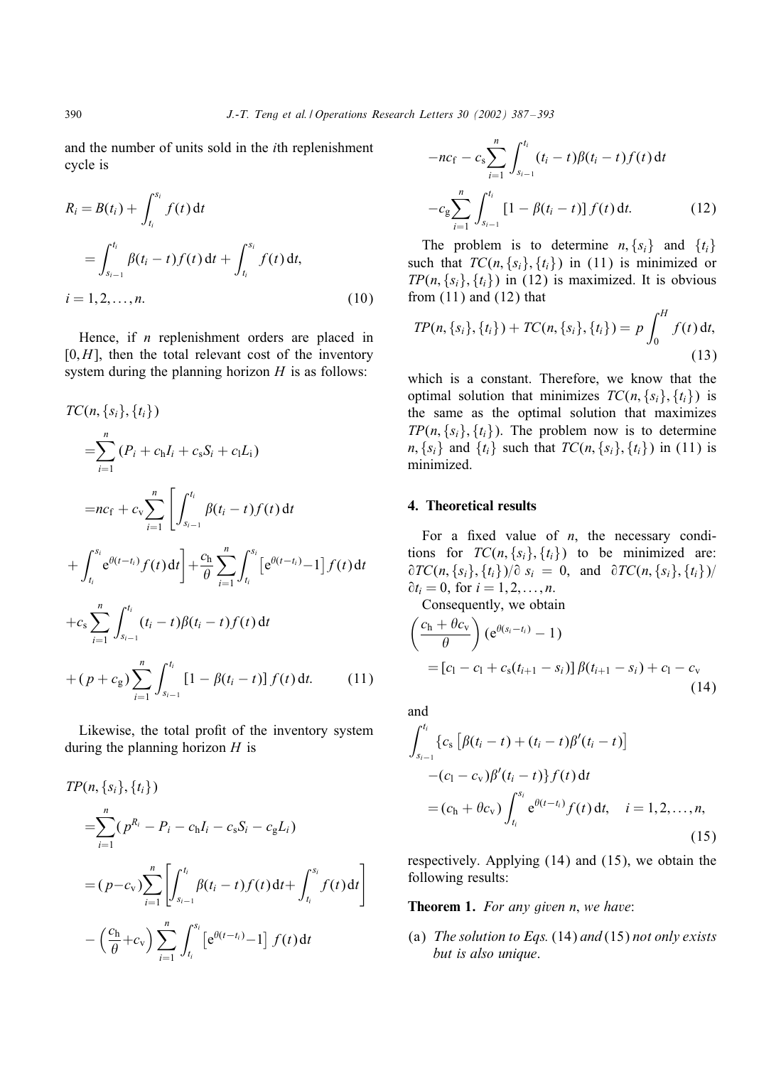and the number of units sold in the $i$th replenishment cycle is

$$R_i = B(t_i) + \int_{t_i}^{s_i} f(t)\,\mathrm{d}t = \int_{s_{i-1}}^{t_i} \beta(t_i - t) f(t)\,\mathrm{d}t + \int_{t_i}^{s_i} f(t)\,\mathrm{d}t, \quad i = 1, 2, \ldots, n. \tag{10}$$

Hence, if $n$ replenishment orders are placed in $[0, H]$, then the total relevant cost of the inventory system during the planning horizon $H$ is as follows:

$$\begin{aligned}
TC(n, \{s_i\}, \{t_i\}) &= \sum_{i=1}^{n} (P_i + c_\mathrm{h} I_i + c_\mathrm{s} S_i + c_\mathrm{l} L_\mathrm{i}) \\
&= nc_\mathrm{f} + c_\mathrm{v} \sum_{i=1}^{n} \left[ \int_{s_{i-1}}^{t_i} \beta(t_i - t) f(t)\,\mathrm{d}t + \int_{t_i}^{s_i} \mathrm{e}^{\theta(t-t_i)} f(t)\,\mathrm{d}t \right] + \frac{c_\mathrm{h}}{\theta} \sum_{i=1}^{n} \int_{t_i}^{s_i} \left[\mathrm{e}^{\theta(t-t_i)} - 1\right] f(t)\,\mathrm{d}t \\
&\quad + c_\mathrm{s} \sum_{i=1}^{n} \int_{s_{i-1}}^{t_i} (t_i - t)\beta(t_i - t) f(t)\,\mathrm{d}t \\
&\quad + (p + c_\mathrm{g}) \sum_{i=1}^{n} \int_{s_{i-1}}^{t_i} [1 - \beta(t_i - t)]\, f(t)\,\mathrm{d}t.
\end{aligned} \tag{11}$$

Likewise, the total profit of the inventory system during the planning horizon $H$ is

$$\begin{aligned}
TP(n, \{s_i\}, \{t_i\}) &= \sum_{i=1}^{n} (p^{R_i} - P_i - c_\mathrm{h} I_i - c_\mathrm{s} S_i - c_\mathrm{g} L_i) \\
&= (p - c_\mathrm{v}) \sum_{i=1}^{n} \left[ \int_{s_{i-1}}^{t_i} \beta(t_i - t) f(t)\,\mathrm{d}t + \int_{t_i}^{s_i} f(t)\,\mathrm{d}t \right] \\
&\quad - \left( \frac{c_\mathrm{h}}{\theta} + c_\mathrm{v} \right) \sum_{i=1}^{n} \int_{t_i}^{s_i} \left[\mathrm{e}^{\theta(t-t_i)} - 1\right] f(t)\,\mathrm{d}t \\
&\quad - nc_\mathrm{f} - c_\mathrm{s} \sum_{i=1}^{n} \int_{s_{i-1}}^{t_i} (t_i - t)\beta(t_i - t) f(t)\,\mathrm{d}t \\
&\quad - c_\mathrm{g} \sum_{i=1}^{n} \int_{s_{i-1}}^{t_i} [1 - \beta(t_i - t)]\, f(t)\,\mathrm{d}t.
\end{aligned} \tag{12}$$

The problem is to determine $n, \{s_i\}$ and $\{t_i\}$ such that $TC(n, \{s_i\}, \{t_i\})$ in (11) is minimized or $TP(n, \{s_i\}, \{t_i\})$ in (12) is maximized. It is obvious from (11) and (12) that

$$TP(n, \{s_i\}, \{t_i\}) + TC(n, \{s_i\}, \{t_i\}) = p \int_0^H f(t)\,\mathrm{d}t, \tag{13}$$

which is a constant. Therefore, we know that the optimal solution that minimizes $TC(n, \{s_i\}, \{t_i\})$ is the same as the optimal solution that maximizes $TP(n, \{s_i\}, \{t_i\})$. The problem now is to determine $n, \{s_i\}$ and $\{t_i\}$ such that $TC(n, \{s_i\}, \{t_i\})$ in (11) is minimized.

## 4. Theoretical results

For a fixed value of $n$, the necessary conditions for $TC(n, \{s_i\}, \{t_i\})$ to be minimized are: $\partial TC(n, \{s_i\}, \{t_i\})/\partial\, s_i = 0$, and $\partial TC(n, \{s_i\}, \{t_i\})/\partial t_i = 0$, for $i = 1, 2, \ldots, n$.

Consequently, we obtain

$$\left( \frac{c_\mathrm{h} + \theta c_\mathrm{v}}{\theta} \right) (\mathrm{e}^{\theta(s_i - t_i)} - 1) = [c_\mathrm{l} - c_\mathrm{l} + c_\mathrm{s}(t_{i+1} - s_i)]\, \beta(t_{i+1} - s_i) + c_\mathrm{l} - c_\mathrm{v} \tag{14}$$

and

$$\int_{s_{i-1}}^{t_i} \{ c_\mathrm{s} \left[ \beta(t_i - t) + (t_i - t)\beta'(t_i - t) \right] - (c_\mathrm{l} - c_\mathrm{v})\beta'(t_i - t) \} f(t)\,\mathrm{d}t = (c_\mathrm{h} + \theta c_\mathrm{v}) \int_{t_i}^{s_i} \mathrm{e}^{\theta(t-t_i)} f(t)\,\mathrm{d}t, \quad i = 1, 2, \ldots, n, \tag{15}$$

respectively. Applying (14) and (15), we obtain the following results:

**Theorem 1.** *For any given* $n$, *we have*:

(a) *The solution to Eqs.* (14) *and* (15) *not only exists but is also unique*.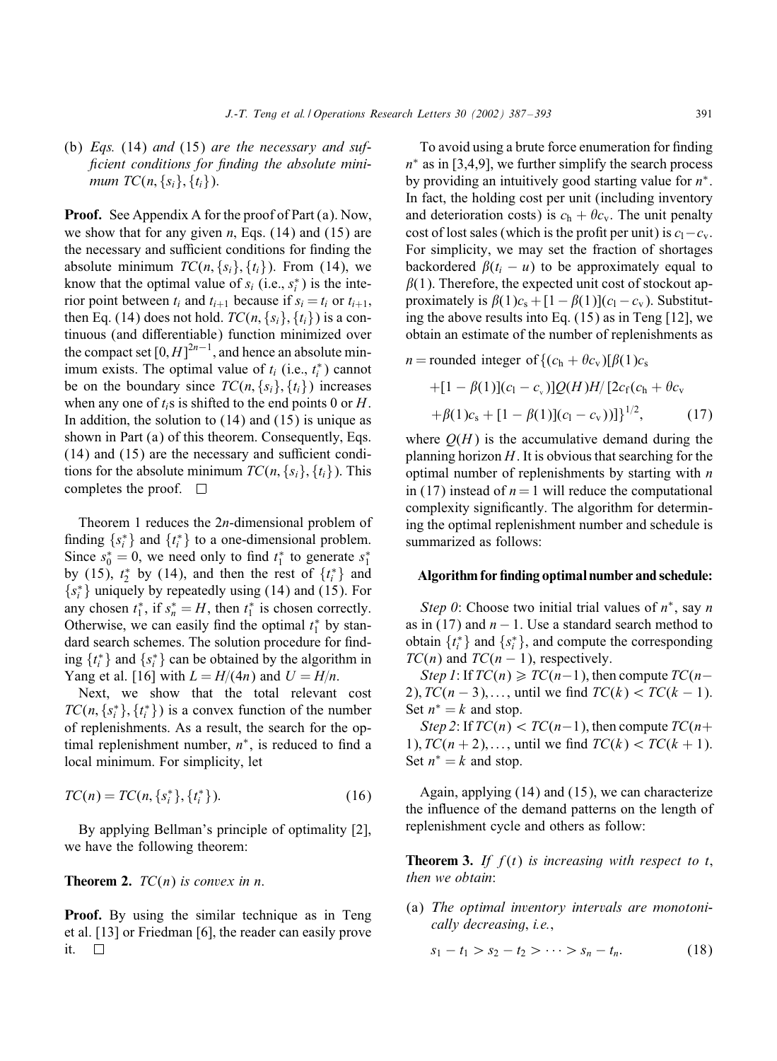(b) *Eqs.* (14) *and* (15) *are the necessary and sufficient conditions for finding the absolute minimum* $TC(n, \{s_i\}, \{t_i\})$.

**Proof.** See Appendix A for the proof of Part (a). Now, we show that for any given $n$, Eqs. (14) and (15) are the necessary and sufficient conditions for finding the absolute minimum $TC(n, \{s_i\}, \{t_i\})$. From (14), we know that the optimal value of $s_i$ (i.e., $s_i^*$) is the interior point between $t_i$ and $t_{i+1}$ because if $s_i = t_i$ or $t_{i+1}$, then Eq. (14) does not hold. $TC(n, \{s_i\}, \{t_i\})$ is a continuous (and differentiable) function minimized over the compact set $[0, H]^{2n-1}$, and hence an absolute minimum exists. The optimal value of $t_i$ (i.e., $t_i^*$) cannot be on the boundary since $TC(n, \{s_i\}, \{t_i\})$ increases when any one of $t_i$s is shifted to the end points 0 or $H$. In addition, the solution to (14) and (15) is unique as shown in Part (a) of this theorem. Consequently, Eqs. (14) and (15) are the necessary and sufficient conditions for the absolute minimum $TC(n, \{s_i\}, \{t_i\})$. This completes the proof. □

Theorem 1 reduces the $2n$-dimensional problem of finding $\{s_i^*\}$ and $\{t_i^*\}$ to a one-dimensional problem. Since $s_0^* = 0$, we need only to find $t_1^*$ to generate $s_1^*$ by (15), $t_2^*$ by (14), and then the rest of $\{t_i^*\}$ and $\{s_i^*\}$ uniquely by repeatedly using (14) and (15). For any chosen $t_1^*$, if $s_n^* = H$, then $t_1^*$ is chosen correctly. Otherwise, we can easily find the optimal $t_1^*$ by standard search schemes. The solution procedure for finding $\{t_i^*\}$ and $\{s_i^*\}$ can be obtained by the algorithm in Yang et al. [16] with $L = H/(4n)$ and $U = H/n$.

Next, we show that the total relevant cost $TC(n, \{s_i^*\}, \{t_i^*\})$ is a convex function of the number of replenishments. As a result, the search for the optimal replenishment number, $n^*$, is reduced to find a local minimum. For simplicity, let

$$TC(n) = TC(n, \{s_i^*\}, \{t_i^*\}). \tag{16}$$

By applying Bellman's principle of optimality [2], we have the following theorem:

**Theorem 2.** *$TC(n)$ is convex in $n$.*

**Proof.** By using the similar technique as in Teng et al. [13] or Friedman [6], the reader can easily prove it. □

To avoid using a brute force enumeration for finding $n^*$ as in [3,4,9], we further simplify the search process by providing an intuitively good starting value for $n^*$. In fact, the holding cost per unit (including inventory and deterioration costs) is $c_h + \theta c_v$. The unit penalty cost of lost sales (which is the profit per unit) is $c_l - c_v$. For simplicity, we may set the fraction of shortages backordered $\beta(t_i - u)$ to be approximately equal to $\beta(1)$. Therefore, the expected unit cost of stockout approximately is $\beta(1)c_s + [1 - \beta(1)](c_l - c_v)$. Substituting the above results into Eq. (15) as in Teng [12], we obtain an estimate of the number of replenishments as

$$\begin{aligned} n = \text{rounded integer of } &\{(c_h + \theta c_v)[\beta(1)c_s \\ &+ [1 - \beta(1)](c_l - c_v)]Q(H)H/[2c_f(c_h + \theta c_v \\ &+ \beta(1)c_s + [1 - \beta(1)](c_l - c_v))]\}^{1/2}, \end{aligned} \tag{17}$$

where $Q(H)$ is the accumulative demand during the planning horizon $H$. It is obvious that searching for the optimal number of replenishments by starting with $n$ in (17) instead of $n = 1$ will reduce the computational complexity significantly. The algorithm for determining the optimal replenishment number and schedule is summarized as follows:

**Algorithm for finding optimal number and schedule:**

*Step 0*: Choose two initial trial values of $n^*$, say $n$ as in (17) and $n - 1$. Use a standard search method to obtain $\{t_i^*\}$ and $\{s_i^*\}$, and compute the corresponding $TC(n)$ and $TC(n-1)$, respectively.

*Step 1*: If $TC(n) \geqslant TC(n-1)$, then compute $TC(n-2), TC(n-3), \ldots,$ until we find $TC(k) < TC(k-1)$. Set $n^* = k$ and stop.

*Step 2*: If $TC(n) < TC(n-1)$, then compute $TC(n+1), TC(n+2), \ldots,$ until we find $TC(k) < TC(k+1)$. Set $n^* = k$ and stop.

Again, applying (14) and (15), we can characterize the influence of the demand patterns on the length of replenishment cycle and others as follow:

**Theorem 3.** *If $f(t)$ is increasing with respect to $t$, then we obtain*:

(a) *The optimal inventory intervals are monotonically decreasing, i.e.,*

$$s_1 - t_1 > s_2 - t_2 > \cdots > s_n - t_n. \tag{18}$$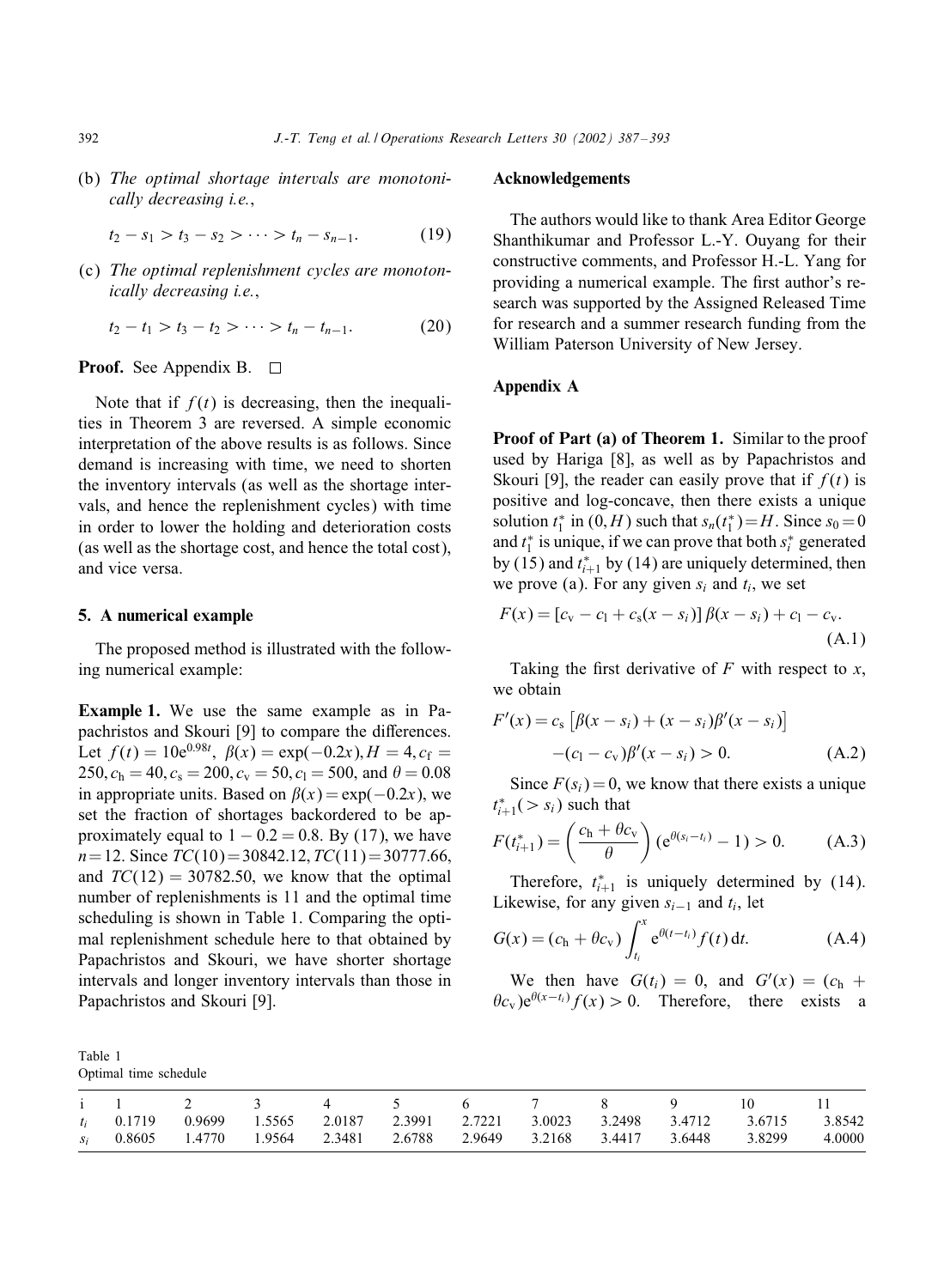(b) *The optimal shortage intervals are monotonically decreasing i.e.*,

$$t_2 - s_1 > t_3 - s_2 > \cdots > t_n - s_{n-1}. \tag{19}$$

(c) *The optimal replenishment cycles are monotonically decreasing i.e.*,

$$t_2 - t_1 > t_3 - t_2 > \cdots > t_n - t_{n-1}. \tag{20}$$

**Proof.** See Appendix B. □

Note that if $f(t)$ is decreasing, then the inequalities in Theorem 3 are reversed. A simple economic interpretation of the above results is as follows. Since demand is increasing with time, we need to shorten the inventory intervals (as well as the shortage intervals, and hence the replenishment cycles) with time in order to lower the holding and deterioration costs (as well as the shortage cost, and hence the total cost), and vice versa.

## 5. A numerical example

The proposed method is illustrated with the following numerical example:

**Example 1.** We use the same example as in Papachristos and Skouri [9] to compare the differences. Let $f(t) = 10e^{0.98t}$, $\beta(x) = \exp(-0.2x)$, $H = 4$, $c_f = 250$, $c_h = 40$, $c_s = 200$, $c_v = 50$, $c_l = 500$, and $\theta = 0.08$ in appropriate units. Based on $\beta(x) = \exp(-0.2x)$, we set the fraction of shortages backordered to be approximately equal to $1 - 0.2 = 0.8$. By (17), we have $n = 12$. Since $TC(10) = 30842.12$, $TC(11) = 30777.66$, and $TC(12) = 30782.50$, we know that the optimal number of replenishments is 11 and the optimal time scheduling is shown in Table 1. Comparing the optimal replenishment schedule here to that obtained by Papachristos and Skouri, we have shorter shortage intervals and longer inventory intervals than those in Papachristos and Skouri [9].

Table 1
Optimal time schedule

| $i$ | 1 | 2 | 3 | 4 | 5 | 6 | 7 | 8 | 9 | 10 | 11 |
|---|---|---|---|---|---|---|---|---|---|---|---|
| $t_i$ | 0.1719 | 0.9699 | 1.5565 | 2.0187 | 2.3991 | 2.7221 | 3.0023 | 3.2498 | 3.4712 | 3.6715 | 3.8542 |
| $s_i$ | 0.8605 | 1.4770 | 1.9564 | 2.3481 | 2.6788 | 2.9649 | 3.2168 | 3.4417 | 3.6448 | 3.8299 | 4.0000 |

## Acknowledgements

The authors would like to thank Area Editor George Shanthikumar and Professor L.-Y. Ouyang for their constructive comments, and Professor H.-L. Yang for providing a numerical example. The first author's research was supported by the Assigned Released Time for research and a summer research funding from the William Paterson University of New Jersey.

## Appendix A

**Proof of Part (a) of Theorem 1.** Similar to the proof used by Hariga [8], as well as by Papachristos and Skouri [9], the reader can easily prove that if $f(t)$ is positive and log-concave, then there exists a unique solution $t_1^*$ in $(0, H)$ such that $s_n(t_1^*) = H$. Since $s_0 = 0$ and $t_1^*$ is unique, if we can prove that both $s_i^*$ generated by (15) and $t_{i+1}^*$ by (14) are uniquely determined, then we prove (a). For any given $s_i$ and $t_i$, we set

$$F(x) = [c_v - c_l + c_s(x - s_i)]\,\beta(x - s_i) + c_l - c_v. \tag{A.1}$$

Taking the first derivative of $F$ with respect to $x$, we obtain

$$F'(x) = c_s\left[\beta(x - s_i) + (x - s_i)\beta'(x - s_i)\right] - (c_l - c_v)\beta'(x - s_i) > 0. \tag{A.2}$$

Since $F(s_i) = 0$, we know that there exists a unique $t_{i+1}^*(> s_i)$ such that

$$F(t_{i+1}^*) = \left(\frac{c_h + \theta c_v}{\theta}\right)(e^{\theta(s_i - t_i)} - 1) > 0. \tag{A.3}$$

Therefore, $t_{i+1}^*$ is uniquely determined by (14). Likewise, for any given $s_{i-1}$ and $t_i$, let

$$G(x) = (c_h + \theta c_v)\int_{t_i}^{x} e^{\theta(t - t_i)} f(t)\,dt. \tag{A.4}$$

We then have $G(t_i) = 0$, and $G'(x) = (c_h + \theta c_v)e^{\theta(x - t_i)} f(x) > 0$. Therefore, there exists a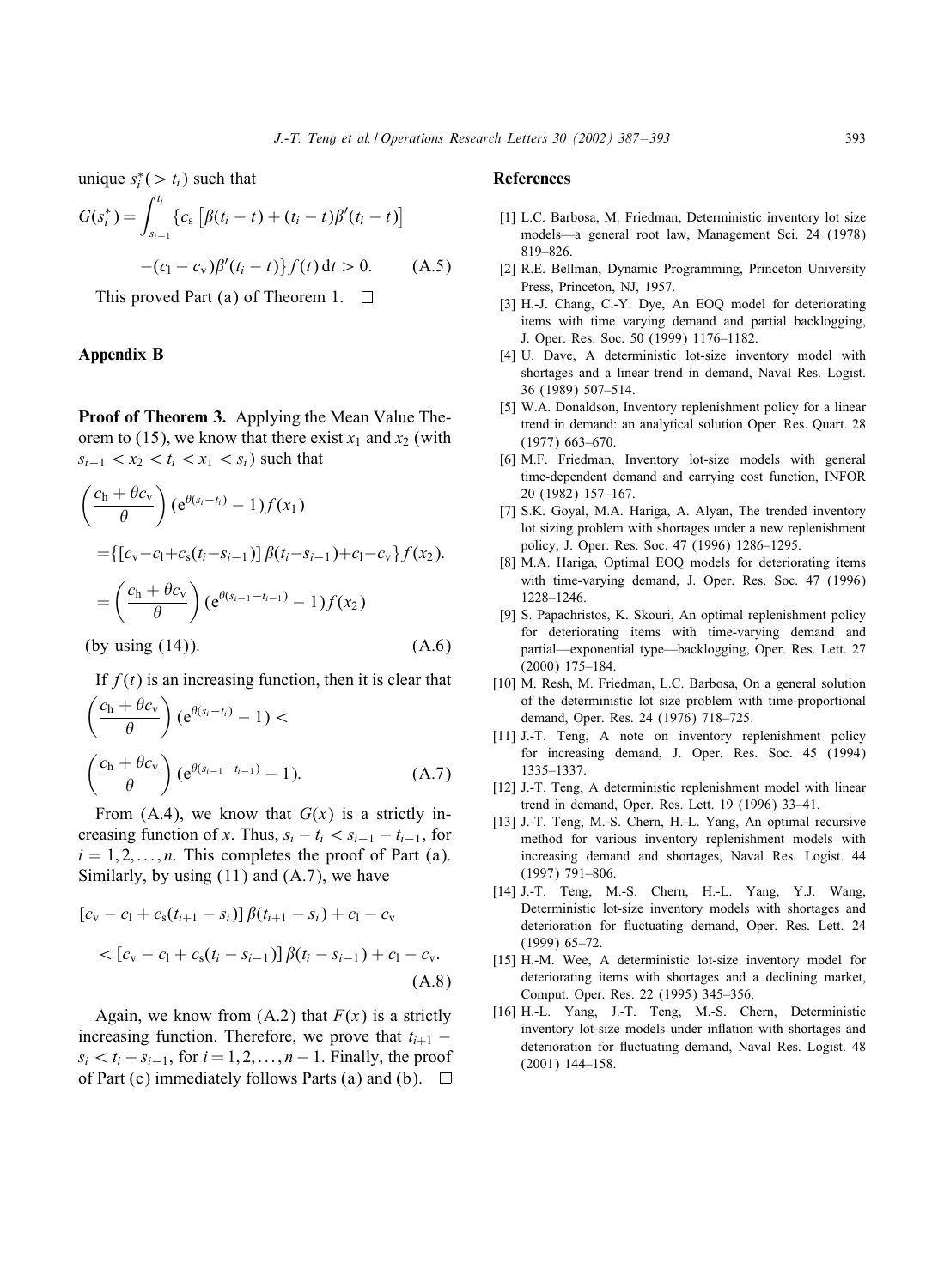unique $s_i^*(> t_i)$ such that

$$G(s_i^*) = \int_{s_{i-1}}^{t_i} \{c_s \left[\beta(t_i - t) + (t_i - t)\beta'(t_i - t)\right] - (c_l - c_v)\beta'(t_i - t)\} f(t)\,dt > 0. \tag{A.5}$$

This proved Part (a) of Theorem 1. □

## Appendix B

**Proof of Theorem 3.** Applying the Mean Value Theorem to (15), we know that there exist $x_1$ and $x_2$ (with $s_{i-1} < x_2 < t_i < x_1 < s_i$) such that

$$\begin{aligned}
&\left(\frac{c_h + \theta c_v}{\theta}\right)(e^{\theta(s_i - t_i)} - 1) f(x_1) \\
&= \{[c_v - c_l + c_s(t_i - s_{i-1})]\,\beta(t_i - s_{i-1}) + c_l - c_v\} f(x_2). \\
&= \left(\frac{c_h + \theta c_v}{\theta}\right)(e^{\theta(s_{i-1} - t_{i-1})} - 1) f(x_2)
\end{aligned}$$

(by using (14)). (A.6)

If $f(t)$ is an increasing function, then it is clear that

$$\left(\frac{c_h + \theta c_v}{\theta}\right)(e^{\theta(s_i - t_i)} - 1) < \left(\frac{c_h + \theta c_v}{\theta}\right)(e^{\theta(s_{i-1} - t_{i-1})} - 1). \tag{A.7}$$

From (A.4), we know that $G(x)$ is a strictly increasing function of $x$. Thus, $s_i - t_i < s_{i-1} - t_{i-1}$, for $i = 1, 2, \ldots, n$. This completes the proof of Part (a). Similarly, by using (11) and (A.7), we have

$$\begin{aligned}
&[c_v - c_l + c_s(t_{i+1} - s_i)]\,\beta(t_{i+1} - s_i) + c_l - c_v \\
&< [c_v - c_l + c_s(t_i - s_{i-1})]\,\beta(t_i - s_{i-1}) + c_l - c_v.
\end{aligned} \tag{A.8}$$

Again, we know from (A.2) that $F(x)$ is a strictly increasing function. Therefore, we prove that $t_{i+1} - s_i < t_i - s_{i-1}$, for $i = 1, 2, \ldots, n - 1$. Finally, the proof of Part (c) immediately follows Parts (a) and (b). □

## References

[1] L.C. Barbosa, M. Friedman, Deterministic inventory lot size models—a general root law, Management Sci. 24 (1978) 819–826.

[2] R.E. Bellman, Dynamic Programming, Princeton University Press, Princeton, NJ, 1957.

[3] H.-J. Chang, C.-Y. Dye, An EOQ model for deteriorating items with time varying demand and partial backlogging, J. Oper. Res. Soc. 50 (1999) 1176–1182.

[4] U. Dave, A deterministic lot-size inventory model with shortages and a linear trend in demand, Naval Res. Logist. 36 (1989) 507–514.

[5] W.A. Donaldson, Inventory replenishment policy for a linear trend in demand: an analytical solution Oper. Res. Quart. 28 (1977) 663–670.

[6] M.F. Friedman, Inventory lot-size models with general time-dependent demand and carrying cost function, INFOR 20 (1982) 157–167.

[7] S.K. Goyal, M.A. Hariga, A. Alyan, The trended inventory lot sizing problem with shortages under a new replenishment policy, J. Oper. Res. Soc. 47 (1996) 1286–1295.

[8] M.A. Hariga, Optimal EOQ models for deteriorating items with time-varying demand, J. Oper. Res. Soc. 47 (1996) 1228–1246.

[9] S. Papachristos, K. Skouri, An optimal replenishment policy for deteriorating items with time-varying demand and partial—exponential type—backlogging, Oper. Res. Lett. 27 (2000) 175–184.

[10] M. Resh, M. Friedman, L.C. Barbosa, On a general solution of the deterministic lot size problem with time-proportional demand, Oper. Res. 24 (1976) 718–725.

[11] J.-T. Teng, A note on inventory replenishment policy for increasing demand, J. Oper. Res. Soc. 45 (1994) 1335–1337.

[12] J.-T. Teng, A deterministic replenishment model with linear trend in demand, Oper. Res. Lett. 19 (1996) 33–41.

[13] J.-T. Teng, M.-S. Chern, H.-L. Yang, An optimal recursive method for various inventory replenishment models with increasing demand and shortages, Naval Res. Logist. 44 (1997) 791–806.

[14] J.-T. Teng, M.-S. Chern, H.-L. Yang, Y.J. Wang, Deterministic lot-size inventory models with shortages and deterioration for fluctuating demand, Oper. Res. Lett. 24 (1999) 65–72.

[15] H.-M. Wee, A deterministic lot-size inventory model for deteriorating items with shortages and a declining market, Comput. Oper. Res. 22 (1995) 345–356.

[16] H.-L. Yang, J.-T. Teng, M.-S. Chern, Deterministic inventory lot-size models under inflation with shortages and deterioration for fluctuating demand, Naval Res. Logist. 48 (2001) 144–158.